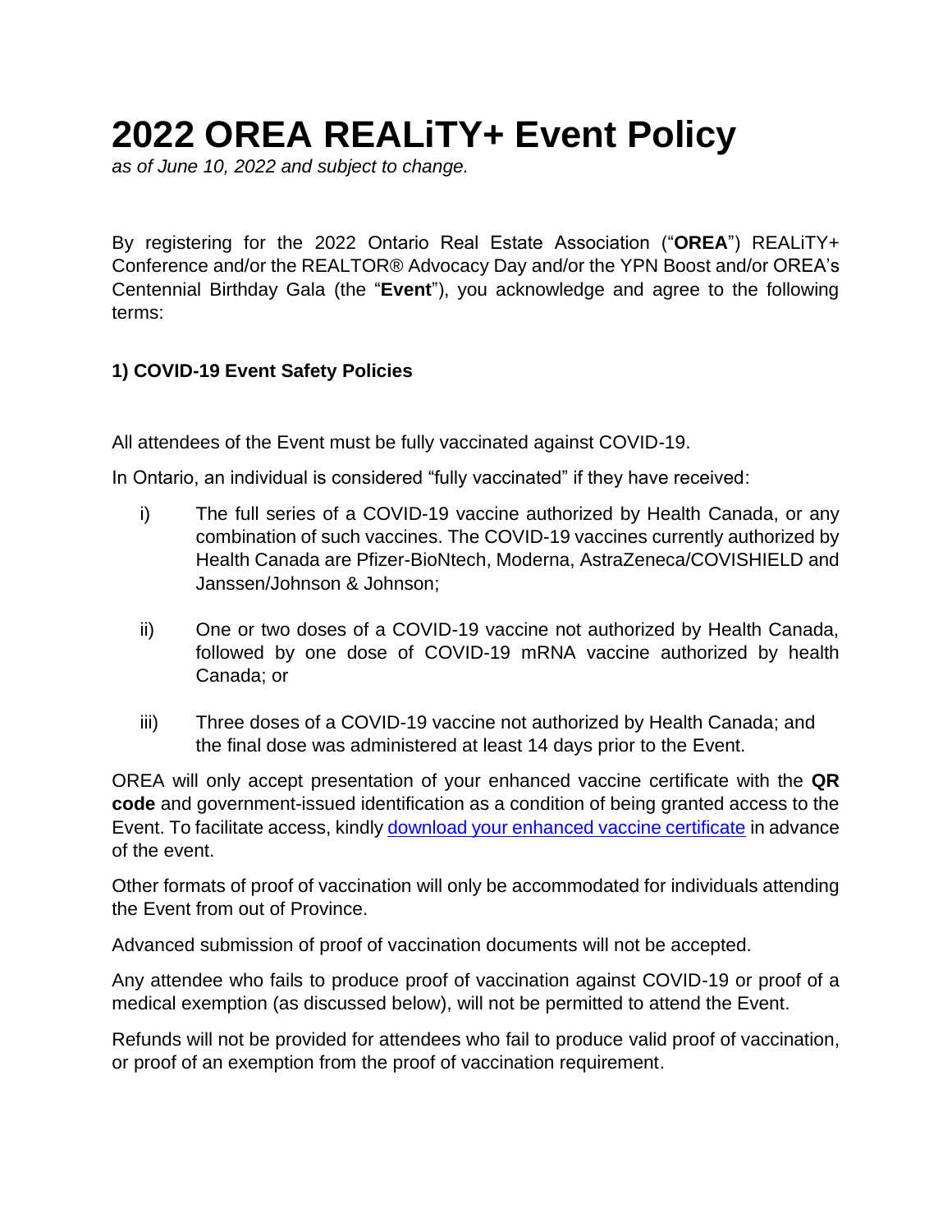# 2022 OREA REALiTY+ Event Policy

*as of June 10, 2022 and subject to change.*

By registering for the 2022 Ontario Real Estate Association ("**OREA**") REALiTY+ Conference and/or the REALTOR® Advocacy Day and/or the YPN Boost and/or OREA's Centennial Birthday Gala (the "**Event**"), you acknowledge and agree to the following terms:

### 1) COVID-19 Event Safety Policies

All attendees of the Event must be fully vaccinated against COVID-19.

In Ontario, an individual is considered "fully vaccinated" if they have received:

i) The full series of a COVID-19 vaccine authorized by Health Canada, or any combination of such vaccines. The COVID-19 vaccines currently authorized by Health Canada are Pfizer-BioNtech, Moderna, AstraZeneca/COVISHIELD and Janssen/Johnson & Johnson;

ii) One or two doses of a COVID-19 vaccine not authorized by Health Canada, followed by one dose of COVID-19 mRNA vaccine authorized by health Canada; or

iii) Three doses of a COVID-19 vaccine not authorized by Health Canada; and the final dose was administered at least 14 days prior to the Event.

OREA will only accept presentation of your enhanced vaccine certificate with the **QR code** and government-issued identification as a condition of being granted access to the Event. To facilitate access, kindly download your enhanced vaccine certificate in advance of the event.

Other formats of proof of vaccination will only be accommodated for individuals attending the Event from out of Province.

Advanced submission of proof of vaccination documents will not be accepted.

Any attendee who fails to produce proof of vaccination against COVID-19 or proof of a medical exemption (as discussed below), will not be permitted to attend the Event.

Refunds will not be provided for attendees who fail to produce valid proof of vaccination, or proof of an exemption from the proof of vaccination requirement.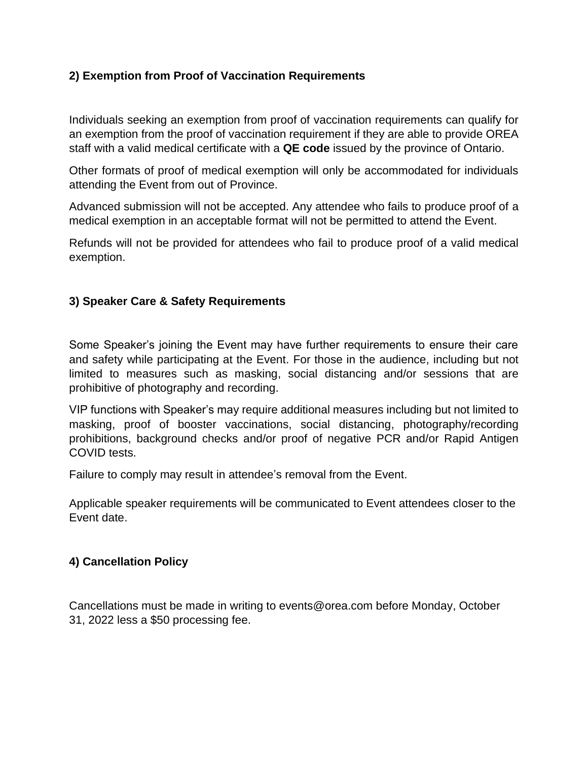### 2) Exemption from Proof of Vaccination Requirements

Individuals seeking an exemption from proof of vaccination requirements can qualify for an exemption from the proof of vaccination requirement if they are able to provide OREA staff with a valid medical certificate with a **QE code** issued by the province of Ontario.

Other formats of proof of medical exemption will only be accommodated for individuals attending the Event from out of Province.

Advanced submission will not be accepted. Any attendee who fails to produce proof of a medical exemption in an acceptable format will not be permitted to attend the Event.

Refunds will not be provided for attendees who fail to produce proof of a valid medical exemption.

### 3) Speaker Care & Safety Requirements

Some Speaker's joining the Event may have further requirements to ensure their care and safety while participating at the Event. For those in the audience, including but not limited to measures such as masking, social distancing and/or sessions that are prohibitive of photography and recording.

VIP functions with Speaker's may require additional measures including but not limited to masking, proof of booster vaccinations, social distancing, photography/recording prohibitions, background checks and/or proof of negative PCR and/or Rapid Antigen COVID tests.

Failure to comply may result in attendee's removal from the Event.

Applicable speaker requirements will be communicated to Event attendees closer to the Event date.

### 4) Cancellation Policy

Cancellations must be made in writing to events@orea.com before Monday, October 31, 2022 less a $50 processing fee.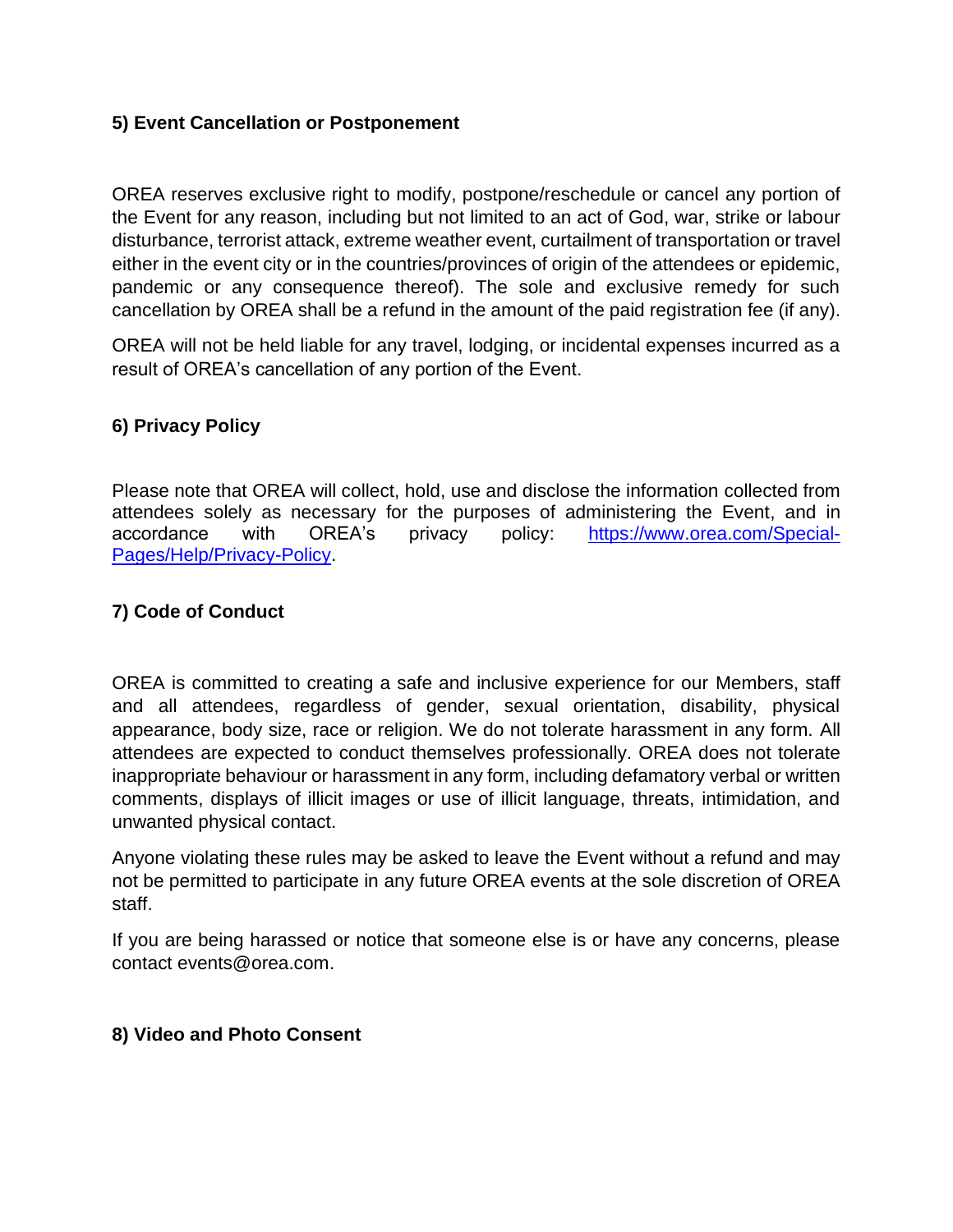**5) Event Cancellation or Postponement**

OREA reserves exclusive right to modify, postpone/reschedule or cancel any portion of the Event for any reason, including but not limited to an act of God, war, strike or labour disturbance, terrorist attack, extreme weather event, curtailment of transportation or travel either in the event city or in the countries/provinces of origin of the attendees or epidemic, pandemic or any consequence thereof). The sole and exclusive remedy for such cancellation by OREA shall be a refund in the amount of the paid registration fee (if any).

OREA will not be held liable for any travel, lodging, or incidental expenses incurred as a result of OREA's cancellation of any portion of the Event.

**6) Privacy Policy**

Please note that OREA will collect, hold, use and disclose the information collected from attendees solely as necessary for the purposes of administering the Event, and in accordance with OREA's privacy policy: [https://www.orea.com/Special-Pages/Help/Privacy-Policy](https://www.orea.com/Special-Pages/Help/Privacy-Policy).

**7) Code of Conduct**

OREA is committed to creating a safe and inclusive experience for our Members, staff and all attendees, regardless of gender, sexual orientation, disability, physical appearance, body size, race or religion. We do not tolerate harassment in any form. All attendees are expected to conduct themselves professionally. OREA does not tolerate inappropriate behaviour or harassment in any form, including defamatory verbal or written comments, displays of illicit images or use of illicit language, threats, intimidation, and unwanted physical contact.

Anyone violating these rules may be asked to leave the Event without a refund and may not be permitted to participate in any future OREA events at the sole discretion of OREA staff.

If you are being harassed or notice that someone else is or have any concerns, please contact events@orea.com.

**8) Video and Photo Consent**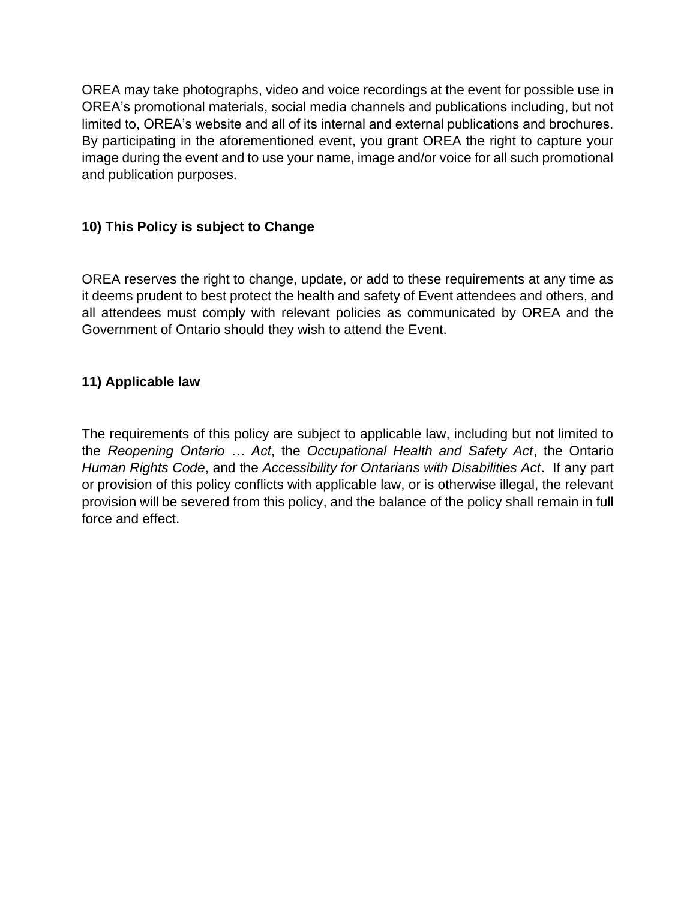OREA may take photographs, video and voice recordings at the event for possible use in OREA's promotional materials, social media channels and publications including, but not limited to, OREA's website and all of its internal and external publications and brochures. By participating in the aforementioned event, you grant OREA the right to capture your image during the event and to use your name, image and/or voice for all such promotional and publication purposes.

### 10) This Policy is subject to Change

OREA reserves the right to change, update, or add to these requirements at any time as it deems prudent to best protect the health and safety of Event attendees and others, and all attendees must comply with relevant policies as communicated by OREA and the Government of Ontario should they wish to attend the Event.

### 11) Applicable law

The requirements of this policy are subject to applicable law, including but not limited to the *Reopening Ontario … Act*, the *Occupational Health and Safety Act*, the Ontario *Human Rights Code*, and the *Accessibility for Ontarians with Disabilities Act*. If any part or provision of this policy conflicts with applicable law, or is otherwise illegal, the relevant provision will be severed from this policy, and the balance of the policy shall remain in full force and effect.